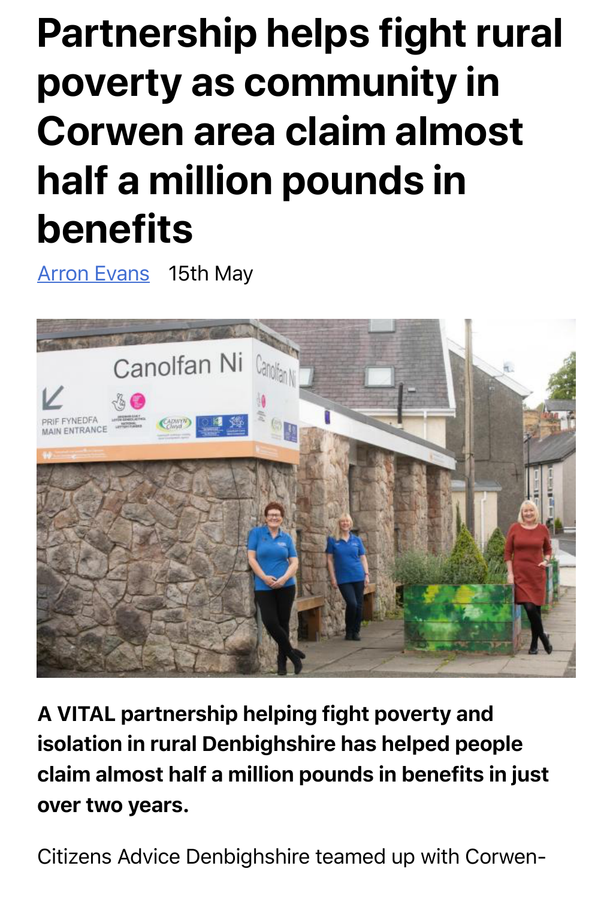# Partnership helps fight rural poverty as community in Corwen area claim almost half a million pounds in benefits

[Arron Evans] 15th May

**A VITAL partnership helping fight poverty and isolation in rural Denbighshire has helped people claim almost half a million pounds in benefits in just over two years.**

Citizens Advice Denbighshire teamed up with Corwen-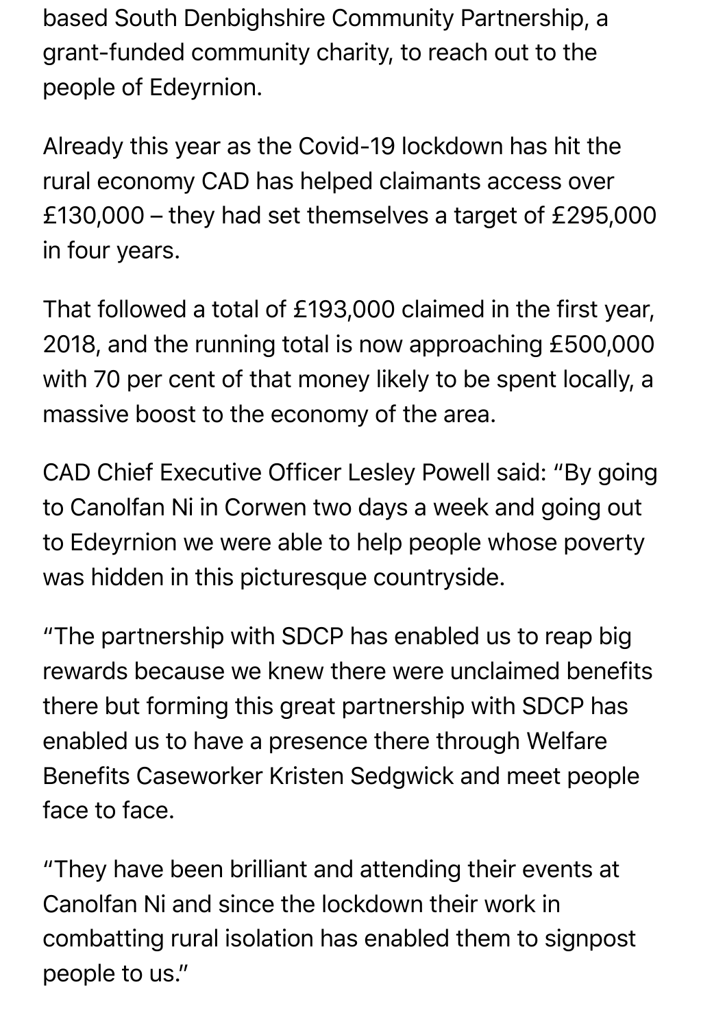based South Denbighshire Community Partnership, a grant-funded community charity, to reach out to the people of Edeyrnion.

Already this year as the Covid-19 lockdown has hit the rural economy CAD has helped claimants access over £130,000 – they had set themselves a target of £295,000 in four years.

That followed a total of £193,000 claimed in the first year, 2018, and the running total is now approaching £500,000 with 70 per cent of that money likely to be spent locally, a massive boost to the economy of the area.

CAD Chief Executive Officer Lesley Powell said: "By going to Canolfan Ni in Corwen two days a week and going out to Edeyrnion we were able to help people whose poverty was hidden in this picturesque countryside.

"The partnership with SDCP has enabled us to reap big rewards because we knew there were unclaimed benefits there but forming this great partnership with SDCP has enabled us to have a presence there through Welfare Benefits Caseworker Kristen Sedgwick and meet people face to face.

"They have been brilliant and attending their events at Canolfan Ni and since the lockdown their work in combatting rural isolation has enabled them to signpost people to us."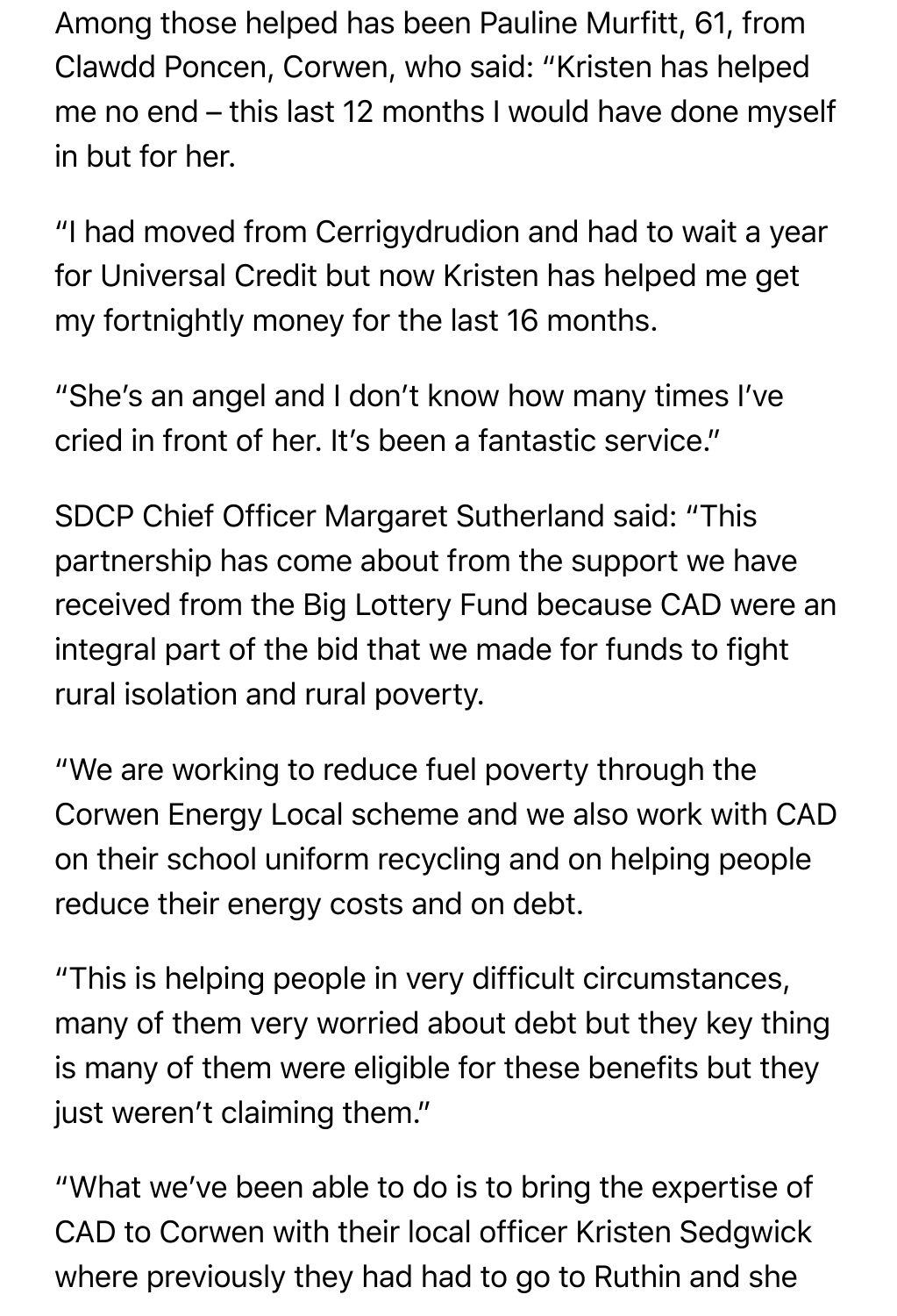Among those helped has been Pauline Murfitt, 61, from Clawdd Poncen, Corwen, who said: "Kristen has helped me no end – this last 12 months I would have done myself in but for her.

"I had moved from Cerrigydrudion and had to wait a year for Universal Credit but now Kristen has helped me get my fortnightly money for the last 16 months.

"She's an angel and I don't know how many times I've cried in front of her. It's been a fantastic service."

SDCP Chief Officer Margaret Sutherland said: "This partnership has come about from the support we have received from the Big Lottery Fund because CAD were an integral part of the bid that we made for funds to fight rural isolation and rural poverty.

"We are working to reduce fuel poverty through the Corwen Energy Local scheme and we also work with CAD on their school uniform recycling and on helping people reduce their energy costs and on debt.

"This is helping people in very difficult circumstances, many of them very worried about debt but they key thing is many of them were eligible for these benefits but they just weren't claiming them."

"What we've been able to do is to bring the expertise of CAD to Corwen with their local officer Kristen Sedgwick where previously they had had to go to Ruthin and she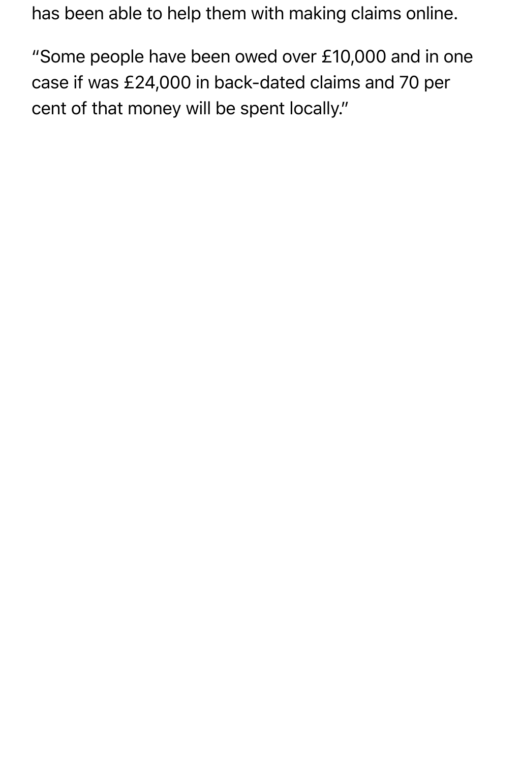has been able to help them with making claims online.

“Some people have been owed over £10,000 and in one case if was £24,000 in back-dated claims and 70 per cent of that money will be spent locally.”